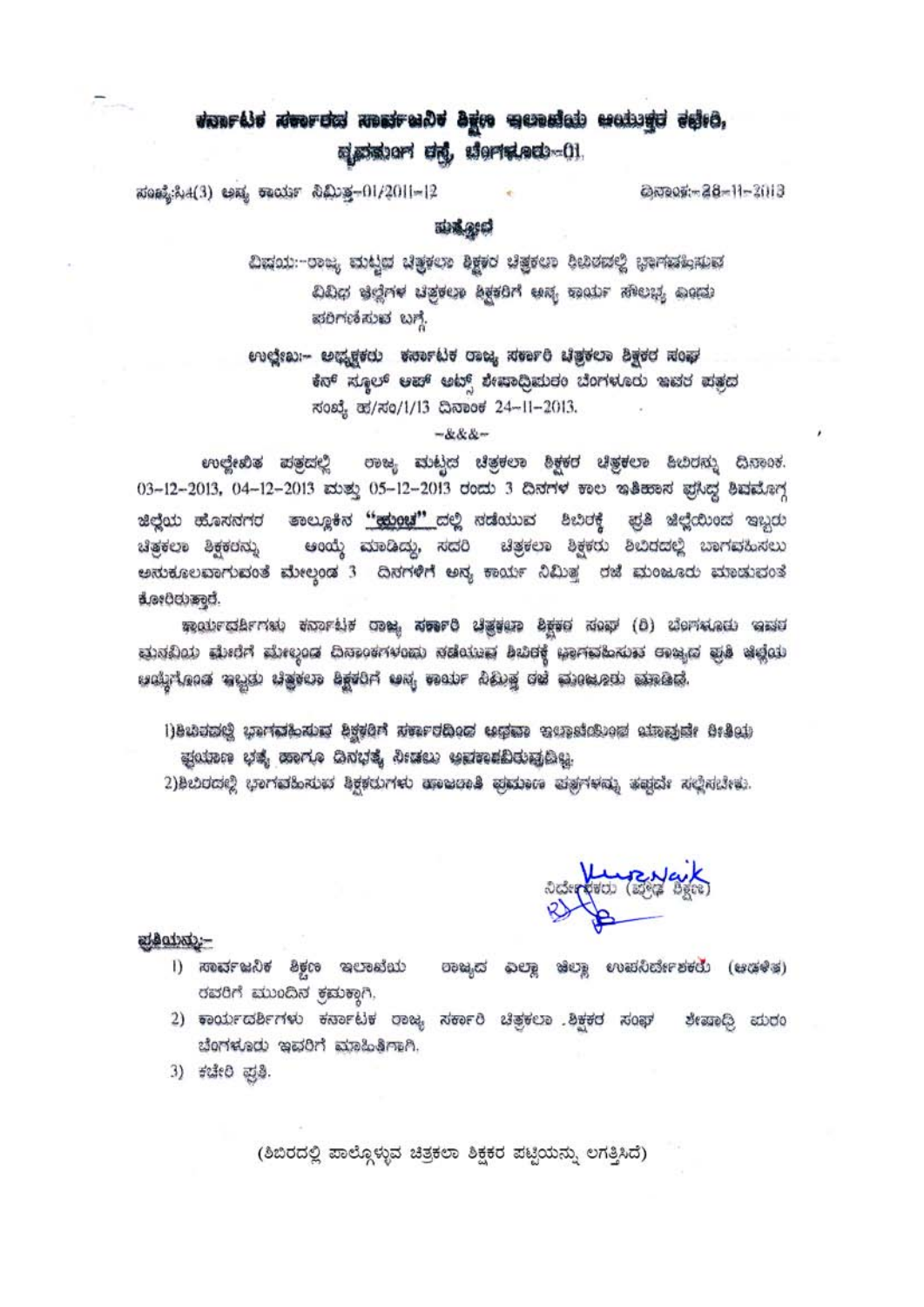# ಕರ್ನಾಟಕ ಸರ್ಕಾರದ ಸಾರ್ವಜನಿಕ ಶಿಕ್ಷಣ ಇಲಾಖೆಯ ಆಯುಕ್ತರ ಕಛೇರಿ,
## ನೃಪತುಂಗ ರಸ್ತೆ, ಬೆಂಗಳೂರು-01.

ಸಂಖ್ಯೆ:ಸಿ4(3) ಅನ್ಯ ಕಾರ್ಯ ನಿಮಿತ್ತ-01/2011-12 ದಿನಾಂಕ:-28-11-2013

## ಸುತ್ತೋಲೆ

ವಿಷಯ:-ರಾಜ್ಯ ಮಟ್ಟದ ಚಿತ್ರಕಲಾ ಶಿಕ್ಷಕರ ಚಿತ್ರಕಲಾ ಶಿಬಿರದಲ್ಲಿ ಭಾಗವಹಿಸುವ ವಿವಿಧ ಜಿಲ್ಲೆಗಳ ಚಿತ್ರಕಲಾ ಶಿಕ್ಷಕರಿಗೆ ಅನ್ಯ ಕಾರ್ಯ ಸೌಲಭ್ಯ ಒದಗಿಸುವ ಬಗ್ಗೆ.

ಉಲ್ಲೇಖ:- ಅಧ್ಯಕ್ಷರು ಕರ್ನಾಟಕ ರಾಜ್ಯ ಸರ್ಕಾರಿ ಚಿತ್ರಕಲಾ ಶಿಕ್ಷಕರ ಸಂಘ ಕೆನ್ ಸ್ಕೂಲ್ ಆಫ್ ಆರ್ಟ್ಸ್ ಶೇಷಾದ್ರಿಪುರಂ ಬೆಂಗಳೂರು ಇವರ ಪತ್ರದ ಸಂಖ್ಯೆ ಅ/ಸಂ/1/13 ದಿನಾಂಕ 24-11-2013.

-&&&-

ಉಲ್ಲೇಖಿತ ಪತ್ರದಲ್ಲಿ ರಾಜ್ಯ ಮಟ್ಟದ ಚಿತ್ರಕಲಾ ಶಿಕ್ಷಕರ ಚಿತ್ರಕಲಾ ಶಿಬಿರವನ್ನು ದಿನಾಂಕ. 03-12-2013, 04-12-2013 ಮತ್ತು 05-12-2013 ರಂದು 3 ದಿನಗಳ ಕಾಲ ಇತಿಹಾಸ ಪ್ರಸಿದ್ಧ ಶಿವಮೊಗ್ಗ ಜಿಲ್ಲೆಯ ಹೊಸನಗರ ತಾಲ್ಲೂಕಿನ **"ಹುಂಚ"** ದಲ್ಲಿ ನಡೆಯುವ ಶಿಬಿರಕ್ಕೆ ಪ್ರತಿ ಜಿಲ್ಲೆಯಿಂದ ಇಬ್ಬರು ಚಿತ್ರಕಲಾ ಶಿಕ್ಷಕರನ್ನು ಆಯ್ಕೆ ಮಾಡಿದ್ದು, ಸದರಿ ಚಿತ್ರಕಲಾ ಶಿಕ್ಷಕರು ಶಿಬಿರದಲ್ಲಿ ಬಾಗವಹಿಸಲು ಅನುಕೂಲವಾಗುವಂತೆ ಮೇಲ್ಕಂಡ 3 ದಿನಗಳಿಗೆ ಅನ್ಯ ಕಾರ್ಯ ನಿಮಿತ್ತ ರಜೆ ಮಂಜೂರು ಮಾಡುವಂತೆ ಕೋರಿರುತ್ತಾರೆ.

ಕಾರ್ಯದರ್ಶಿಗಳು ಕರ್ನಾಟಕ ರಾಜ್ಯ ಸರ್ಕಾರಿ ಚಿತ್ರಕಲಾ ಶಿಕ್ಷಕರ ಸಂಘ (ರಿ) ಬೆಂಗಳೂರು ಇವರ ಮನವಿಯ ಮೇರೆಗೆ ಮೇಲ್ಕಂಡ ದಿನಾಂಕಗಳಂದು ನಡೆಯುವ ಶಿಬಿರಕ್ಕೆ ಭಾಗವಹಿಸುವ ರಾಜ್ಯದ ಪ್ರತಿ ಜಿಲ್ಲೆಯ ಆಯ್ಕೆಗೊಂಡ ಇಬ್ಬರು ಚಿತ್ರಕಲಾ ಶಿಕ್ಷಕರಿಗೆ ಅನ್ಯ ಕಾರ್ಯ ನಿಮಿತ್ತ ರಜೆ ಮಂಜೂರು ಮಾಡಿದೆ.

1)ಶಿಬಿರದಲ್ಲಿ ಭಾಗವಹಿಸುವ ಶಿಕ್ಷಕರಿಗೆ ಸರ್ಕಾರದಿಂದ ಅಥವಾ ಇಲಾಖೆಯಿಂದ ಯಾವುದೇ ರೀತಿಯ ಪ್ರಯಾಣ ಭತ್ಯೆ ಹಾಗೂ ದಿನಭತ್ಯೆ ನೀಡಲು ಅವಕಾಶವಿರುವುದಿಲ್ಲ.

2)ಶಿಬಿರದಲ್ಲಿ ಭಾಗವಹಿಸುವ ಶಿಕ್ಷಕರುಗಳು ಹಾಜರಾತಿ ಪ್ರಮಾಣ ಪತ್ರಗಳನ್ನು ತಪ್ಪದೇ ಸಲ್ಲಿಸಬೇಕು.

ನಿರ್ದೇಶಕರು (ಪ್ರೌಢ ಶಿಕ್ಷಣ)

**ಪ್ರತಿಯನ್ನು:-**

1) ಸಾರ್ವಜನಿಕ ಶಿಕ್ಷಣ ಇಲಾಖೆಯ ರಾಜ್ಯದ ಎಲ್ಲಾ ಜಿಲ್ಲಾ ಉಪನಿರ್ದೇಶಕರು (ಆಡಳಿತ) ರವರಿಗೆ ಮುಂದಿನ ಕ್ರಮಕ್ಕಾಗಿ.
2) ಕಾರ್ಯದರ್ಶಿಗಳು ಕರ್ನಾಟಕ ರಾಜ್ಯ ಸರ್ಕಾರಿ ಚಿತ್ರಕಲಾ ಶಿಕ್ಷಕರ ಸಂಘ ಶೇಷಾದ್ರಿ ಪುರಂ ಬೆಂಗಳೂರು ಇವರಿಗೆ ಮಾಹಿತಿಗಾಗಿ.
3) ಕಛೇರಿ ಪ್ರತಿ.

(ಶಿಬಿರದಲ್ಲಿ ಪಾಲ್ಗೊಳ್ಳುವ ಚಿತ್ರಕಲಾ ಶಿಕ್ಷಕರ ಪಟ್ಟಿಯನ್ನು ಲಗತ್ತಿಸಿದೆ)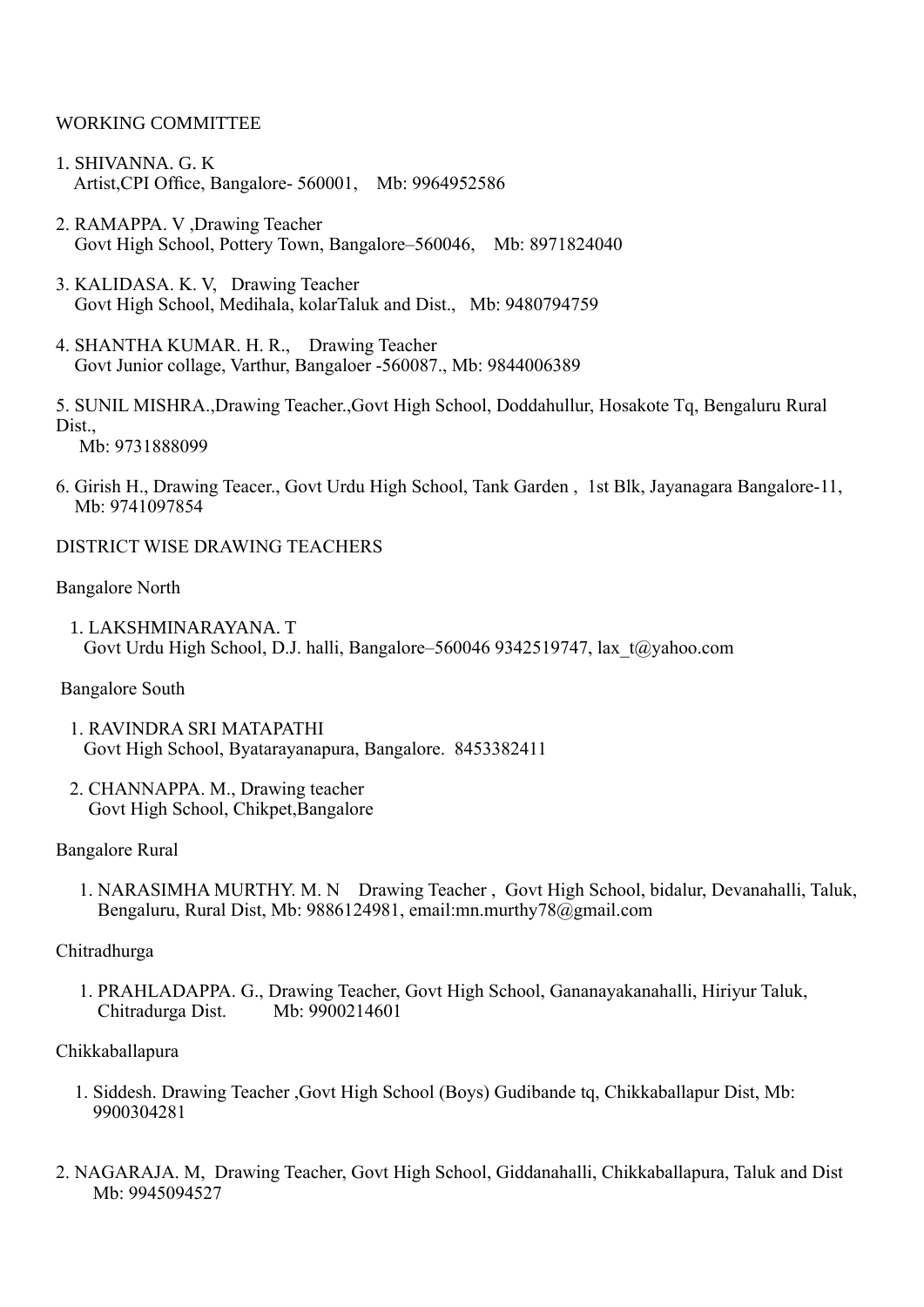## WORKING COMMITTEE

1. SHIVANNA. G. K
   Artist,CPI Office, Bangalore- 560001, Mb: 9964952586

2. RAMAPPA. V ,Drawing Teacher
   Govt High School, Pottery Town, Bangalore–560046, Mb: 8971824040

3. KALIDASA. K. V, Drawing Teacher
   Govt High School, Medihala, kolarTaluk and Dist., Mb: 9480794759

4. SHANTHA KUMAR. H. R., Drawing Teacher
   Govt Junior collage, Varthur, Bangaloer -560087., Mb: 9844006389

5. SUNIL MISHRA.,Drawing Teacher.,Govt High School, Doddahullur, Hosakote Tq, Bengaluru Rural Dist.,
   Mb: 9731888099

6. Girish H., Drawing Teacer., Govt Urdu High School, Tank Garden , 1st Blk, Jayanagara Bangalore-11,
   Mb: 9741097854

## DISTRICT WISE DRAWING TEACHERS

### Bangalore North

1. LAKSHMINARAYANA. T
   Govt Urdu High School, D.J. halli, Bangalore–560046 9342519747, lax_t@yahoo.com

### Bangalore South

1. RAVINDRA SRI MATAPATHI
   Govt High School, Byatarayanapura, Bangalore. 8453382411

2. CHANNAPPA. M., Drawing teacher
   Govt High School, Chikpet,Bangalore

### Bangalore Rural

1. NARASIMHA MURTHY. M. N Drawing Teacher , Govt High School, bidalur, Devanahalli, Taluk, Bengaluru, Rural Dist, Mb: 9886124981, email:mn.murthy78@gmail.com

### Chitradhurga

1. PRAHLADAPPA. G., Drawing Teacher, Govt High School, Gananayakanahalli, Hiriyur Taluk, Chitradurga Dist. Mb: 9900214601

### Chikkaballapura

1. Siddesh. Drawing Teacher ,Govt High School (Boys) Gudibande tq, Chikkaballapur Dist, Mb: 9900304281

2. NAGARAJA. M, Drawing Teacher, Govt High School, Giddanahalli, Chikkaballapura, Taluk and Dist
   Mb: 9945094527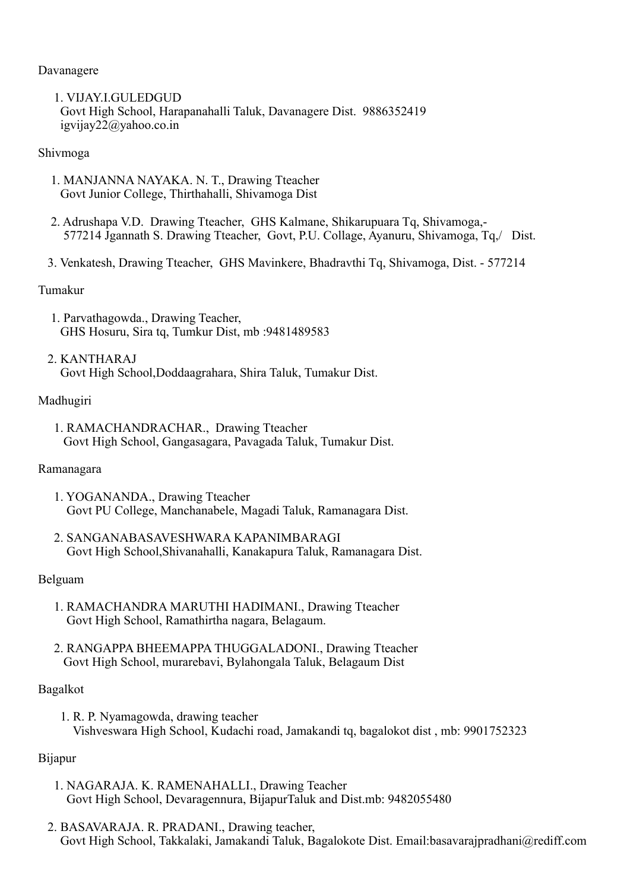Davanagere

1. VIJAY.I.GULEDGUD
   Govt High School, Harapanahalli Taluk, Davanagere Dist. 9886352419
   igvijay22@yahoo.co.in

Shivmoga

1. MANJANNA NAYAKA. N. T., Drawing Tteacher
   Govt Junior College, Thirthahalli, Shivamoga Dist

2. Adrushapa V.D. Drawing Tteacher, GHS Kalmane, Shikarupuara Tq, Shivamoga,- 577214 Jgannath S. Drawing Tteacher, Govt, P.U. Collage, Ayanuru, Shivamoga, Tq,/ Dist.

3. Venkatesh, Drawing Tteacher, GHS Mavinkere, Bhadravthi Tq, Shivamoga, Dist. - 577214

Tumakur

1. Parvathagowda., Drawing Teacher,
   GHS Hosuru, Sira tq, Tumkur Dist, mb :9481489583

2. KANTHARAJ
   Govt High School,Doddaagrahara, Shira Taluk, Tumakur Dist.

Madhugiri

1. RAMACHANDRACHAR., Drawing Tteacher
   Govt High School, Gangasagara, Pavagada Taluk, Tumakur Dist.

Ramanagara

1. YOGANANDA., Drawing Tteacher
   Govt PU College, Manchanabele, Magadi Taluk, Ramanagara Dist.

2. SANGANABASAVESHWARA KAPANIMBARAGI
   Govt High School,Shivanahalli, Kanakapura Taluk, Ramanagara Dist.

Belguam

1. RAMACHANDRA MARUTHI HADIMANI., Drawing Tteacher
   Govt High School, Ramathirtha nagara, Belagaum.

2. RANGAPPA BHEEMAPPA THUGGALADONI., Drawing Tteacher
   Govt High School, murarebavi, Bylahongala Taluk, Belagaum Dist

Bagalkot

1. R. P. Nyamagowda, drawing teacher
   Vishveswara High School, Kudachi road, Jamakandi tq, bagalokot dist , mb: 9901752323

Bijapur

1. NAGARAJA. K. RAMENAHALLI., Drawing Teacher
   Govt High School, Devaragennura, BijapurTaluk and Dist.mb: 9482055480

2. BASAVARAJA. R. PRADANI., Drawing teacher,
   Govt High School, Takkalaki, Jamakandi Taluk, Bagalokote Dist. Email:basavarajpradhani@rediff.com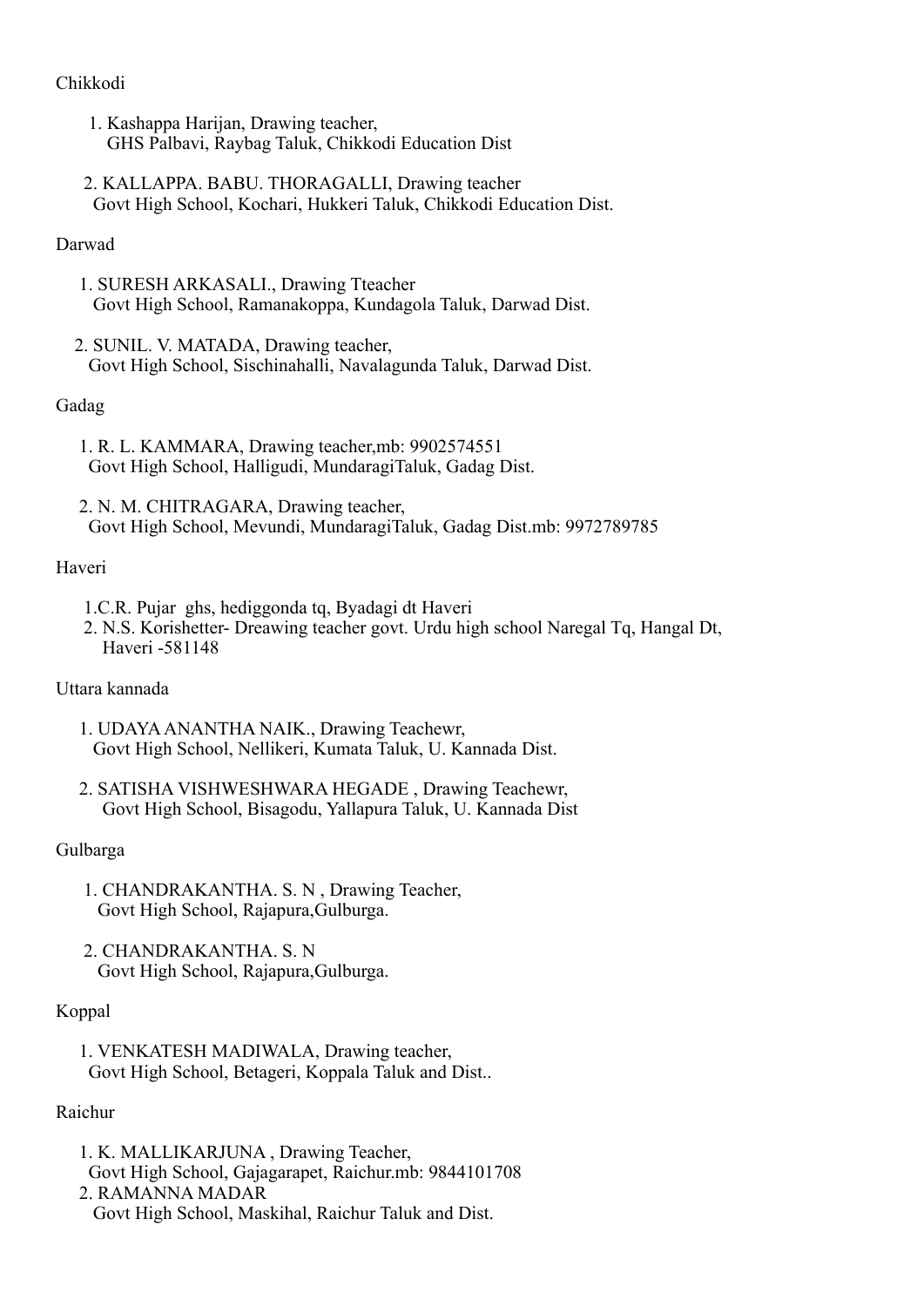Chikkodi

1. Kashappa Harijan, Drawing teacher,
   GHS Palbavi, Raybag Taluk, Chikkodi Education Dist

2. KALLAPPA. BABU. THORAGALLI, Drawing teacher
   Govt High School, Kochari, Hukkeri Taluk, Chikkodi Education Dist.

Darwad

1. SURESH ARKASALI., Drawing Tteacher
   Govt High School, Ramanakoppa, Kundagola Taluk, Darwad Dist.

2. SUNIL. V. MATADA, Drawing teacher,
   Govt High School, Sischinahalli, Navalagunda Taluk, Darwad Dist.

Gadag

1. R. L. KAMMARA, Drawing teacher,mb: 9902574551
   Govt High School, Halligudi, MundaragiTaluk, Gadag Dist.

2. N. M. CHITRAGARA, Drawing teacher,
   Govt High School, Mevundi, MundaragiTaluk, Gadag Dist.mb: 9972789785

Haveri

1. C.R. Pujar ghs, hediggonda tq, Byadagi dt Haveri
2. N.S. Korishetter- Dreawing teacher govt. Urdu high school Naregal Tq, Hangal Dt, Haveri -581148

Uttara kannada

1. UDAYA ANANTHA NAIK., Drawing Teachewr,
   Govt High School, Nellikeri, Kumata Taluk, U. Kannada Dist.

2. SATISHA VISHWESHWARA HEGADE , Drawing Teachewr,
   Govt High School, Bisagodu, Yallapura Taluk, U. Kannada Dist

Gulbarga

1. CHANDRAKANTHA. S. N , Drawing Teacher,
   Govt High School, Rajapura,Gulburga.

2. CHANDRAKANTHA. S. N
   Govt High School, Rajapura,Gulburga.

Koppal

1. VENKATESH MADIWALA, Drawing teacher,
   Govt High School, Betageri, Koppala Taluk and Dist..

Raichur

1. K. MALLIKARJUNA , Drawing Teacher,
   Govt High School, Gajagarapet, Raichur.mb: 9844101708
2. RAMANNA MADAR
   Govt High School, Maskihal, Raichur Taluk and Dist.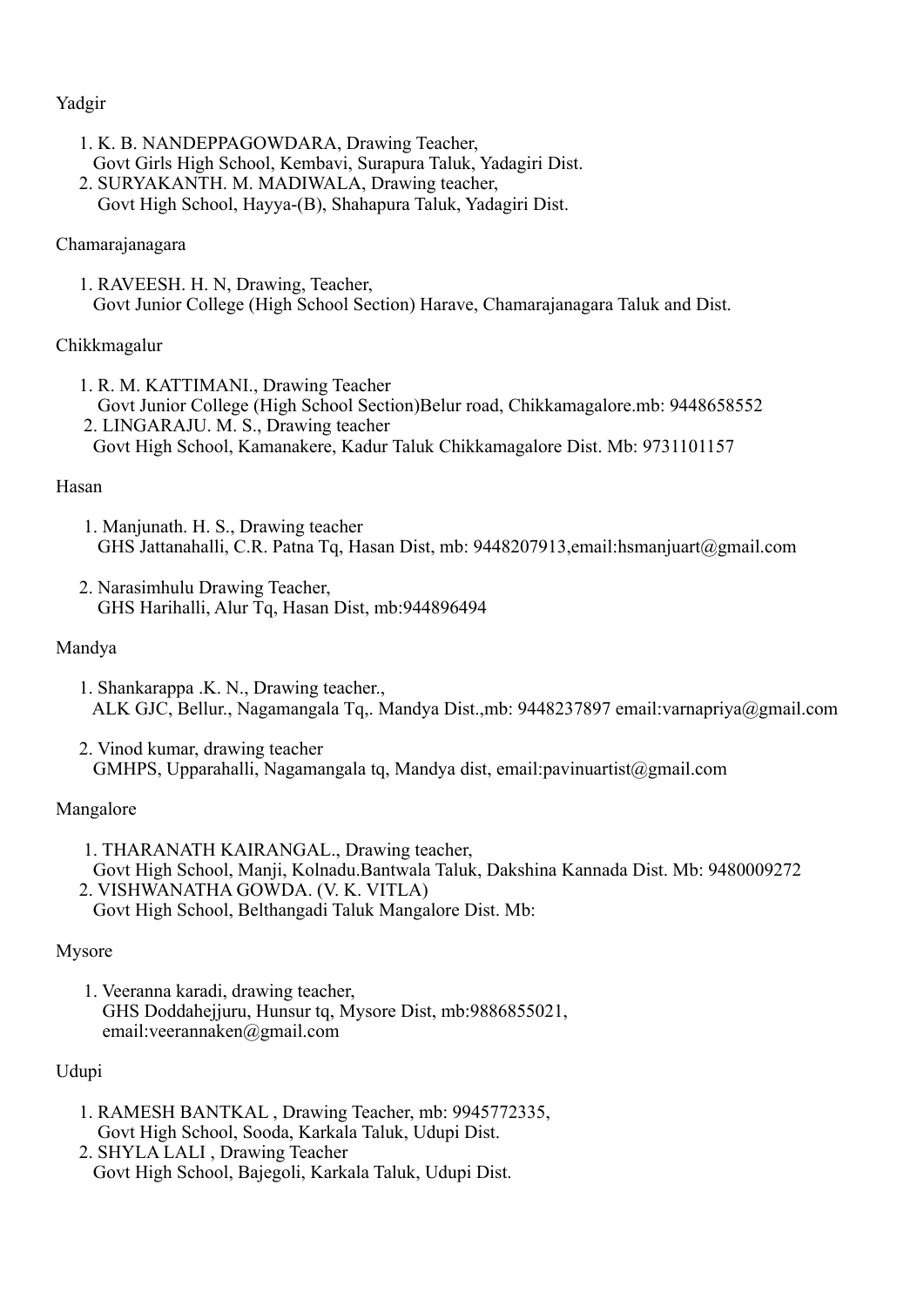Yadgir

1. K. B. NANDEPPAGOWDARA, Drawing Teacher,
   Govt Girls High School, Kembavi, Surapura Taluk, Yadagiri Dist.
2. SURYAKANTH. M. MADIWALA, Drawing teacher,
   Govt High School, Hayya-(B), Shahapura Taluk, Yadagiri Dist.

Chamarajanagara

1. RAVEESH. H. N, Drawing, Teacher,
   Govt Junior College (High School Section) Harave, Chamarajanagara Taluk and Dist.

Chikkmagalur

1. R. M. KATTIMANI., Drawing Teacher
   Govt Junior College (High School Section)Belur road, Chikkamagalore.mb: 9448658552
2. LINGARAJU. M. S., Drawing teacher
   Govt High School, Kamanakere, Kadur Taluk Chikkamagalore Dist. Mb: 9731101157

Hasan

1. Manjunath. H. S., Drawing teacher
   GHS Jattanahalli, C.R. Patna Tq, Hasan Dist, mb: 9448207913,email:hsmanjuart@gmail.com

2. Narasimhulu Drawing Teacher,
   GHS Harihalli, Alur Tq, Hasan Dist, mb:944896494

Mandya

1. Shankarappa .K. N., Drawing teacher.,
   ALK GJC, Bellur., Nagamangala Tq,. Mandya Dist.,mb: 9448237897 email:varnapriya@gmail.com

2. Vinod kumar, drawing teacher
   GMHPS, Upparahalli, Nagamangala tq, Mandya dist, email:pavinuartist@gmail.com

Mangalore

1. THARANATH KAIRANGAL., Drawing teacher,
   Govt High School, Manji, Kolnadu.Bantwala Taluk, Dakshina Kannada Dist. Mb: 9480009272
2. VISHWANATHA GOWDA. (V. K. VITLA)
   Govt High School, Belthangadi Taluk Mangalore Dist. Mb:

Mysore

1. Veeranna karadi, drawing teacher,
   GHS Doddahejjuru, Hunsur tq, Mysore Dist, mb:9886855021,
   email:veerannaken@gmail.com

Udupi

1. RAMESH BANTKAL , Drawing Teacher, mb: 9945772335,
   Govt High School, Sooda, Karkala Taluk, Udupi Dist.
2. SHYLA LALI , Drawing Teacher
   Govt High School, Bajegoli, Karkala Taluk, Udupi Dist.